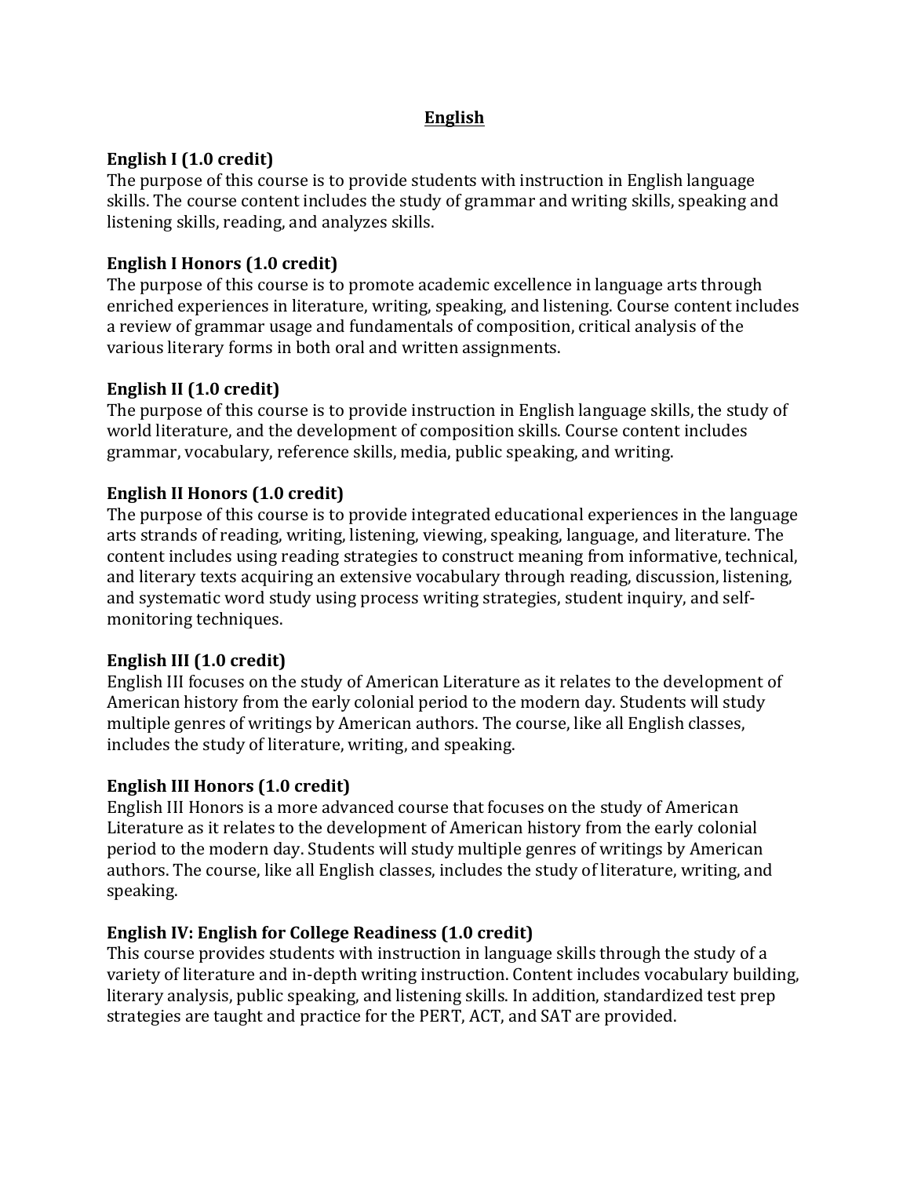# English

### English I (1.0 credit)

The purpose of this course is to provide students with instruction in English language skills. The course content includes the study of grammar and writing skills, speaking and listening skills, reading, and analyzes skills.

### English I Honors (1.0 credit)

The purpose of this course is to promote academic excellence in language arts through enriched experiences in literature, writing, speaking, and listening. Course content includes a review of grammar usage and fundamentals of composition, critical analysis of the various literary forms in both oral and written assignments.

### English II (1.0 credit)

The purpose of this course is to provide instruction in English language skills, the study of world literature, and the development of composition skills. Course content includes grammar, vocabulary, reference skills, media, public speaking, and writing.

### English II Honors (1.0 credit)

The purpose of this course is to provide integrated educational experiences in the language arts strands of reading, writing, listening, viewing, speaking, language, and literature. The content includes using reading strategies to construct meaning from informative, technical, and literary texts acquiring an extensive vocabulary through reading, discussion, listening, and systematic word study using process writing strategies, student inquiry, and self-monitoring techniques.

### English III (1.0 credit)

English III focuses on the study of American Literature as it relates to the development of American history from the early colonial period to the modern day. Students will study multiple genres of writings by American authors. The course, like all English classes, includes the study of literature, writing, and speaking.

### English III Honors (1.0 credit)

English III Honors is a more advanced course that focuses on the study of American Literature as it relates to the development of American history from the early colonial period to the modern day. Students will study multiple genres of writings by American authors. The course, like all English classes, includes the study of literature, writing, and speaking.

### English IV: English for College Readiness (1.0 credit)

This course provides students with instruction in language skills through the study of a variety of literature and in-depth writing instruction. Content includes vocabulary building, literary analysis, public speaking, and listening skills. In addition, standardized test prep strategies are taught and practice for the PERT, ACT, and SAT are provided.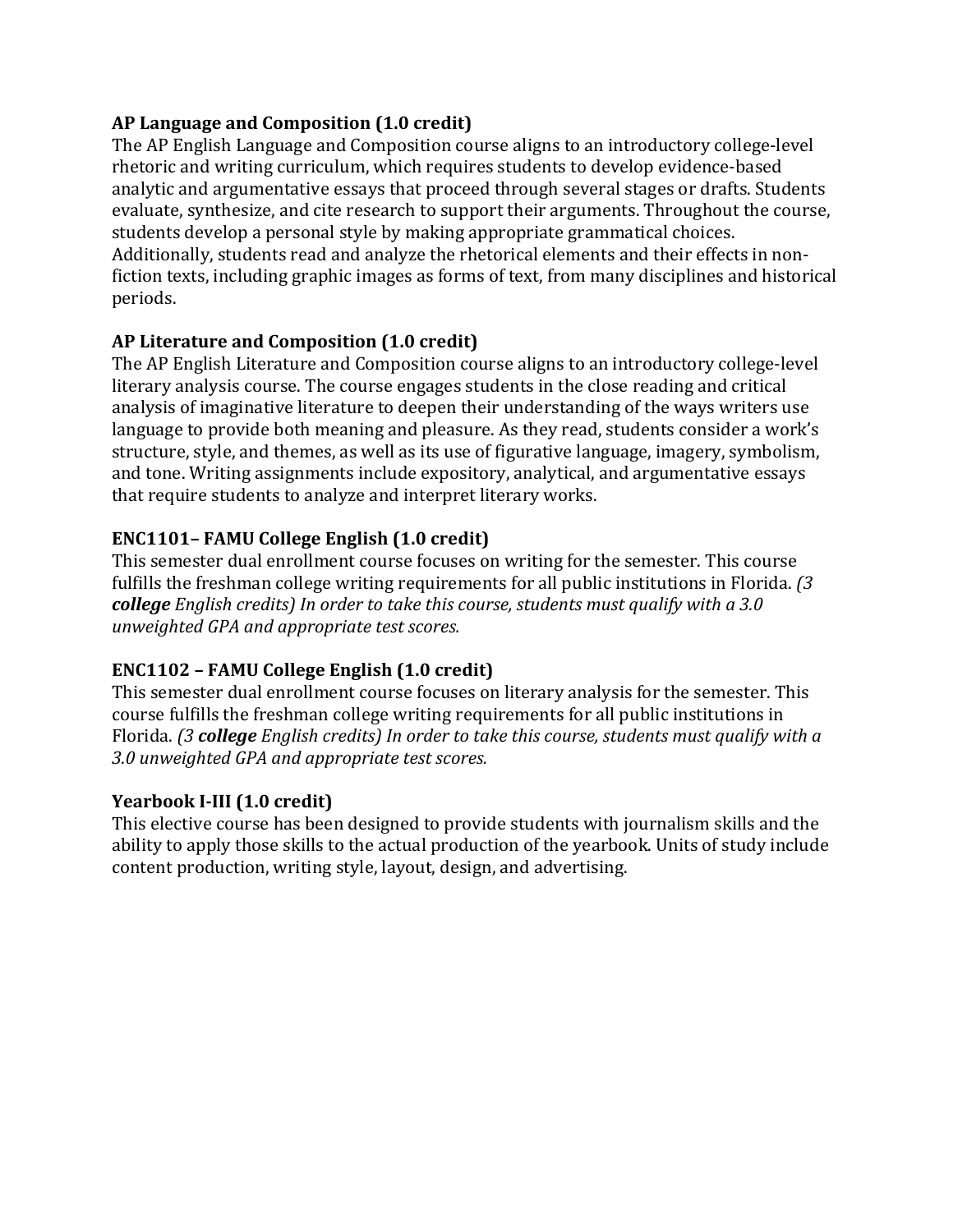**AP Language and Composition (1.0 credit)**
The AP English Language and Composition course aligns to an introductory college-level rhetoric and writing curriculum, which requires students to develop evidence-based analytic and argumentative essays that proceed through several stages or drafts. Students evaluate, synthesize, and cite research to support their arguments. Throughout the course, students develop a personal style by making appropriate grammatical choices. Additionally, students read and analyze the rhetorical elements and their effects in non-fiction texts, including graphic images as forms of text, from many disciplines and historical periods.

**AP Literature and Composition (1.0 credit)**
The AP English Literature and Composition course aligns to an introductory college-level literary analysis course. The course engages students in the close reading and critical analysis of imaginative literature to deepen their understanding of the ways writers use language to provide both meaning and pleasure. As they read, students consider a work's structure, style, and themes, as well as its use of figurative language, imagery, symbolism, and tone. Writing assignments include expository, analytical, and argumentative essays that require students to analyze and interpret literary works.

**ENC1101– FAMU College English (1.0 credit)**
This semester dual enrollment course focuses on writing for the semester. This course fulfills the freshman college writing requirements for all public institutions in Florida. *(3 **college** English credits) In order to take this course, students must qualify with a 3.0 unweighted GPA and appropriate test scores.*

**ENC1102 – FAMU College English (1.0 credit)**
This semester dual enrollment course focuses on literary analysis for the semester. This course fulfills the freshman college writing requirements for all public institutions in Florida. *(3 **college** English credits) In order to take this course, students must qualify with a 3.0 unweighted GPA and appropriate test scores.*

**Yearbook I-III (1.0 credit)**
This elective course has been designed to provide students with journalism skills and the ability to apply those skills to the actual production of the yearbook. Units of study include content production, writing style, layout, design, and advertising.